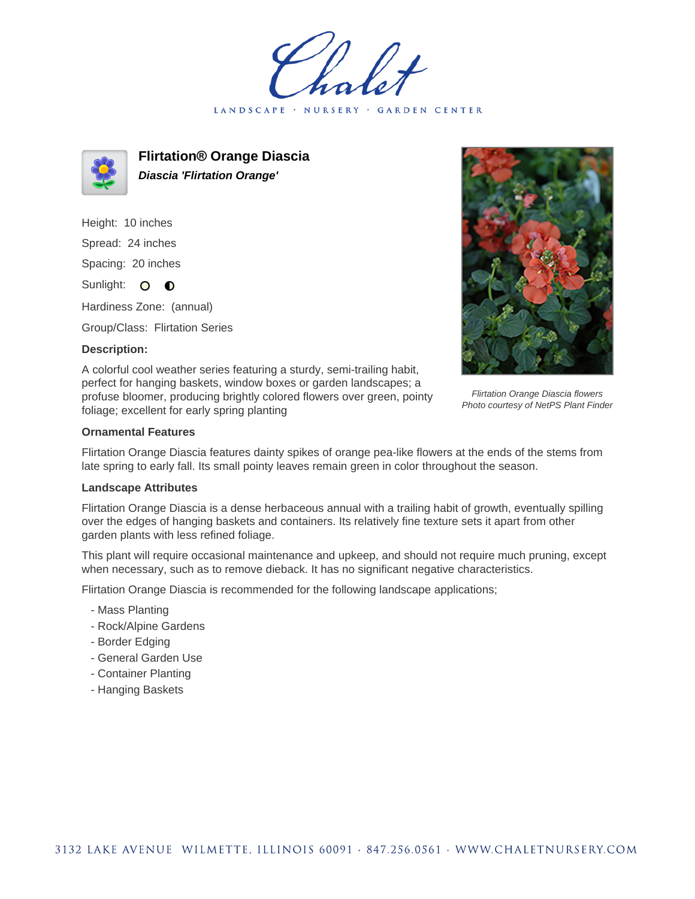# Flirtation® Orange Diascia

***Diascia 'Flirtation Orange'***

Height: 10 inches

Spread: 24 inches

Spacing: 20 inches

Sunlight: full sun, partial shade

Hardiness Zone: (annual)

Group/Class: Flirtation Series

**Description:**

A colorful cool weather series featuring a sturdy, semi-trailing habit, perfect for hanging baskets, window boxes or garden landscapes; a profuse bloomer, producing brightly colored flowers over green, pointy foliage; excellent for early spring planting

*Flirtation Orange Diascia flowers*
*Photo courtesy of NetPS Plant Finder*

**Ornamental Features**

Flirtation Orange Diascia features dainty spikes of orange pea-like flowers at the ends of the stems from late spring to early fall. Its small pointy leaves remain green in color throughout the season.

**Landscape Attributes**

Flirtation Orange Diascia is a dense herbaceous annual with a trailing habit of growth, eventually spilling over the edges of hanging baskets and containers. Its relatively fine texture sets it apart from other garden plants with less refined foliage.

This plant will require occasional maintenance and upkeep, and should not require much pruning, except when necessary, such as to remove dieback. It has no significant negative characteristics.

Flirtation Orange Diascia is recommended for the following landscape applications;

- Mass Planting
- Rock/Alpine Gardens
- Border Edging
- General Garden Use
- Container Planting
- Hanging Baskets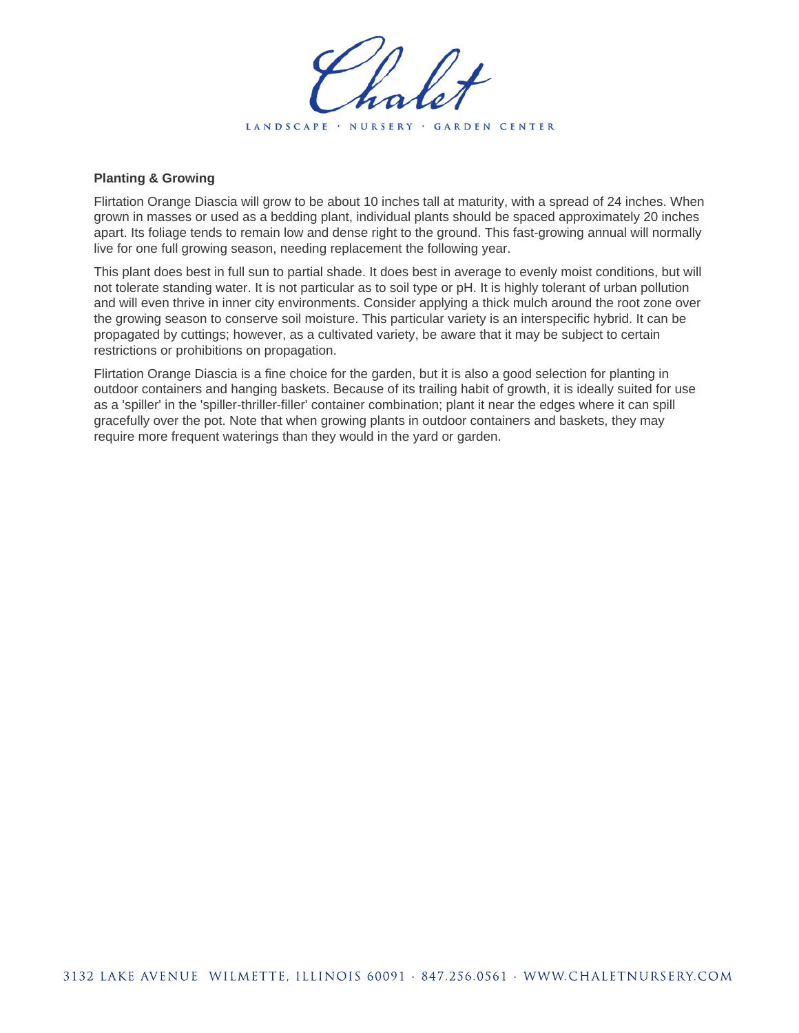### Planting & Growing

Flirtation Orange Diascia will grow to be about 10 inches tall at maturity, with a spread of 24 inches. When grown in masses or used as a bedding plant, individual plants should be spaced approximately 20 inches apart. Its foliage tends to remain low and dense right to the ground. This fast-growing annual will normally live for one full growing season, needing replacement the following year.

This plant does best in full sun to partial shade. It does best in average to evenly moist conditions, but will not tolerate standing water. It is not particular as to soil type or pH. It is highly tolerant of urban pollution and will even thrive in inner city environments. Consider applying a thick mulch around the root zone over the growing season to conserve soil moisture. This particular variety is an interspecific hybrid. It can be propagated by cuttings; however, as a cultivated variety, be aware that it may be subject to certain restrictions or prohibitions on propagation.

Flirtation Orange Diascia is a fine choice for the garden, but it is also a good selection for planting in outdoor containers and hanging baskets. Because of its trailing habit of growth, it is ideally suited for use as a 'spiller' in the 'spiller-thriller-filler' container combination; plant it near the edges where it can spill gracefully over the pot. Note that when growing plants in outdoor containers and baskets, they may require more frequent waterings than they would in the yard or garden.